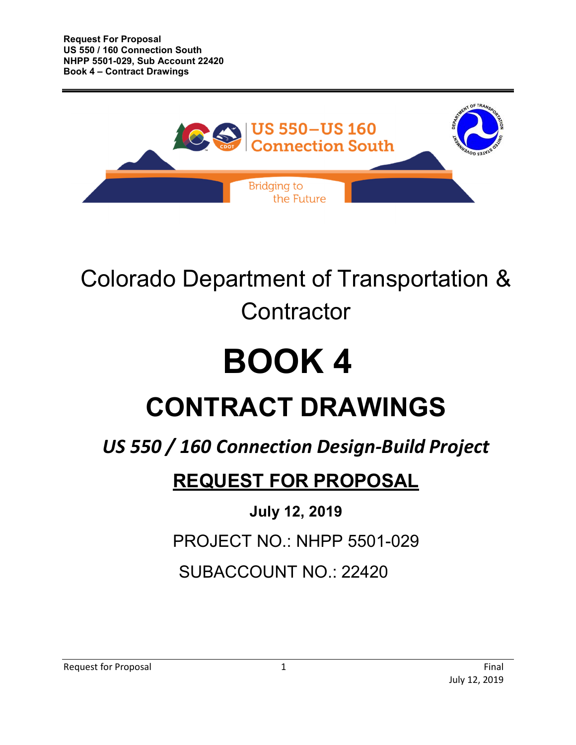Colorado Department of Transportation & Contractor

# BOOK 4

# CONTRACT DRAWINGS

## *US 550 / 160 Connection Design-Build Project*

## REQUEST FOR PROPOSAL

**July 12, 2019**

PROJECT NO.: NHPP 5501-029

SUBACCOUNT NO.: 22420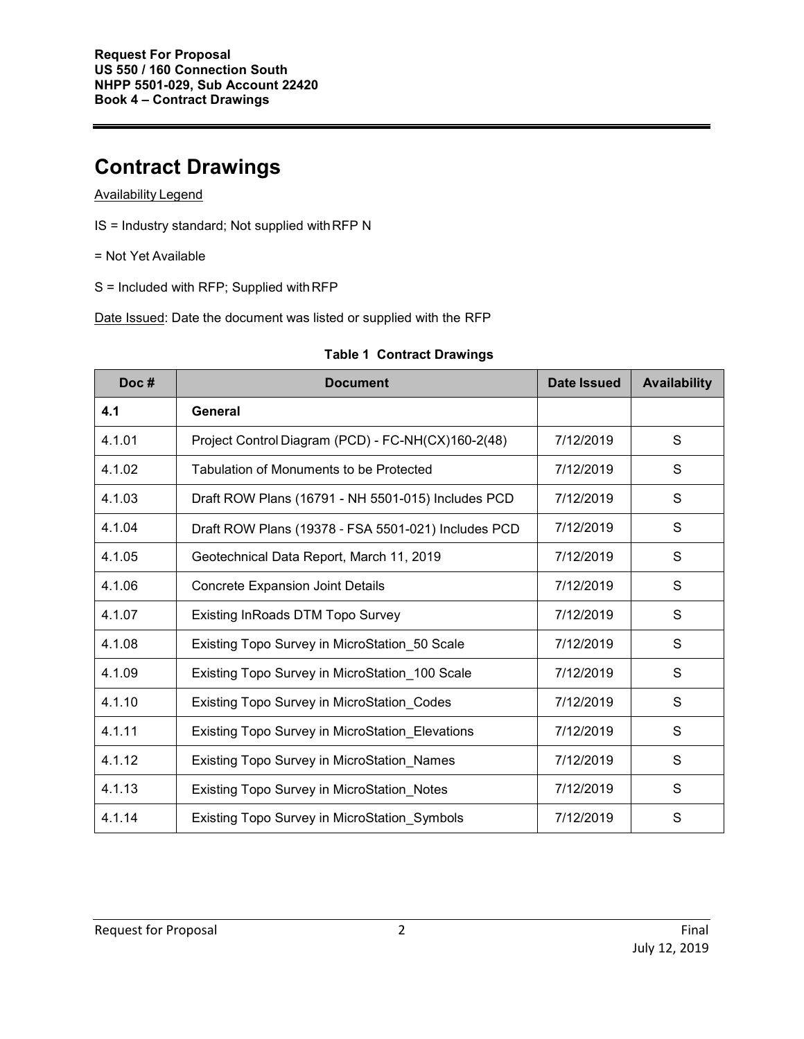**Request For Proposal**
**US 550 / 160 Connection South**
**NHPP 5501-029, Sub Account 22420**
**Book 4 – Contract Drawings**

# Contract Drawings

Availability Legend

IS = Industry standard; Not supplied with RFP N

= Not Yet Available

S = Included with RFP; Supplied with RFP

Date Issued: Date the document was listed or supplied with the RFP

**Table 1 Contract Drawings**

| Doc # | Document | Date Issued | Availability |
|---|---|---|---|
| **4.1** | **General** | | |
| 4.1.01 | Project Control Diagram (PCD) - FC-NH(CX)160-2(48) | 7/12/2019 | S |
| 4.1.02 | Tabulation of Monuments to be Protected | 7/12/2019 | S |
| 4.1.03 | Draft ROW Plans (16791 - NH 5501-015) Includes PCD | 7/12/2019 | S |
| 4.1.04 | Draft ROW Plans (19378 - FSA 5501-021) Includes PCD | 7/12/2019 | S |
| 4.1.05 | Geotechnical Data Report, March 11, 2019 | 7/12/2019 | S |
| 4.1.06 | Concrete Expansion Joint Details | 7/12/2019 | S |
| 4.1.07 | Existing InRoads DTM Topo Survey | 7/12/2019 | S |
| 4.1.08 | Existing Topo Survey in MicroStation_50 Scale | 7/12/2019 | S |
| 4.1.09 | Existing Topo Survey in MicroStation_100 Scale | 7/12/2019 | S |
| 4.1.10 | Existing Topo Survey in MicroStation_Codes | 7/12/2019 | S |
| 4.1.11 | Existing Topo Survey in MicroStation_Elevations | 7/12/2019 | S |
| 4.1.12 | Existing Topo Survey in MicroStation_Names | 7/12/2019 | S |
| 4.1.13 | Existing Topo Survey in MicroStation_Notes | 7/12/2019 | S |
| 4.1.14 | Existing Topo Survey in MicroStation_Symbols | 7/12/2019 | S |